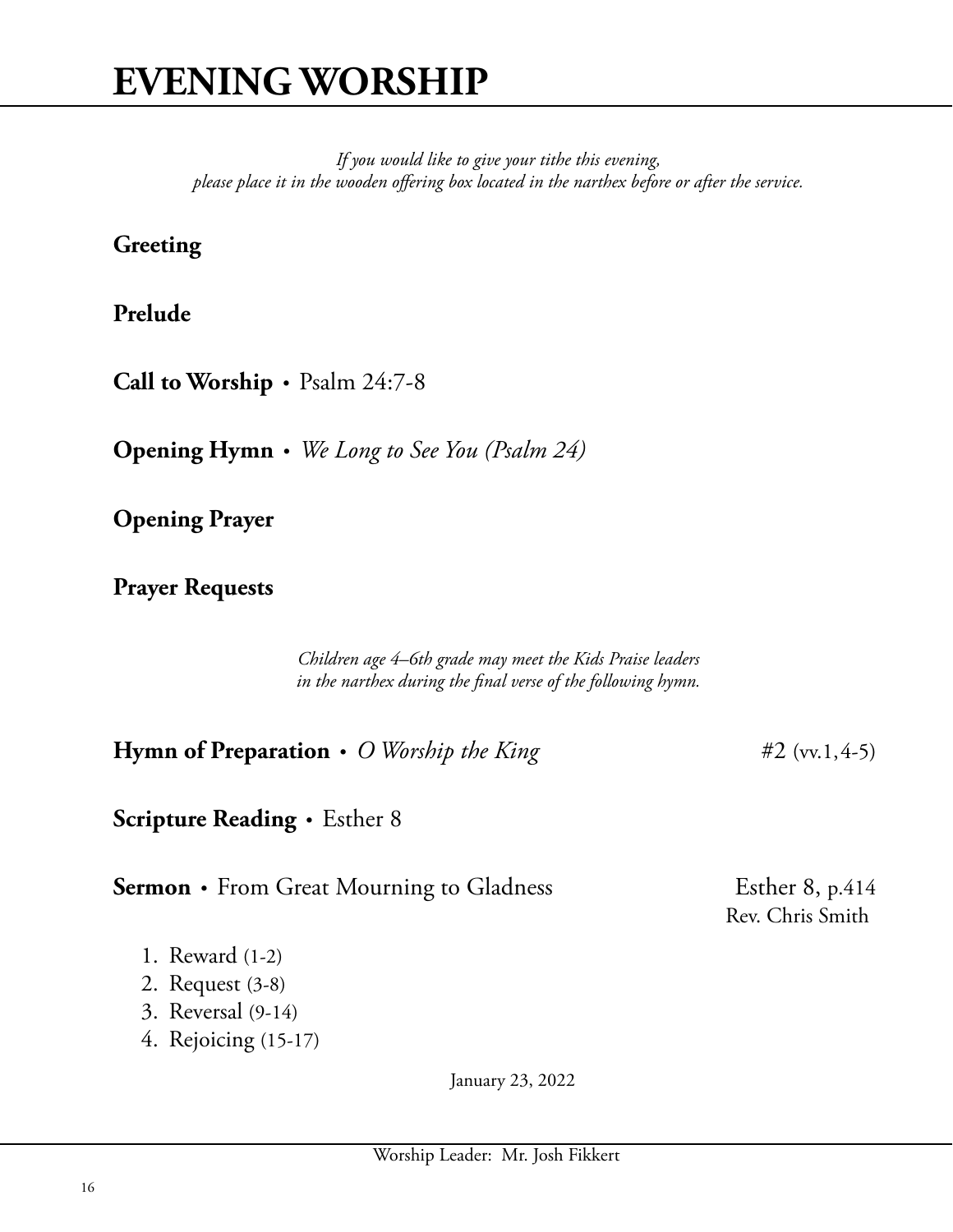# EVENING WORSHIP

*If you would like to give your tithe this evening,*
*please place it in the wooden offering box located in the narthex before or after the service.*

**Greeting**

**Prelude**

**Call to Worship** • Psalm 24:7-8

**Opening Hymn** • *We Long to See You (Psalm 24)*

**Opening Prayer**

**Prayer Requests**

*Children age 4–6th grade may meet the Kids Praise leaders*
*in the narthex during the final verse of the following hymn.*

**Hymn of Preparation** • *O Worship the King* #2 (vv.1,4-5)

**Scripture Reading** • Esther 8

**Sermon** • From Great Mourning to Gladness Esther 8, p.414
Rev. Chris Smith

1. Reward (1-2)
2. Request (3-8)
3. Reversal (9-14)
4. Rejoicing (15-17)

January 23, 2022

Worship Leader: Mr. Josh Fikkert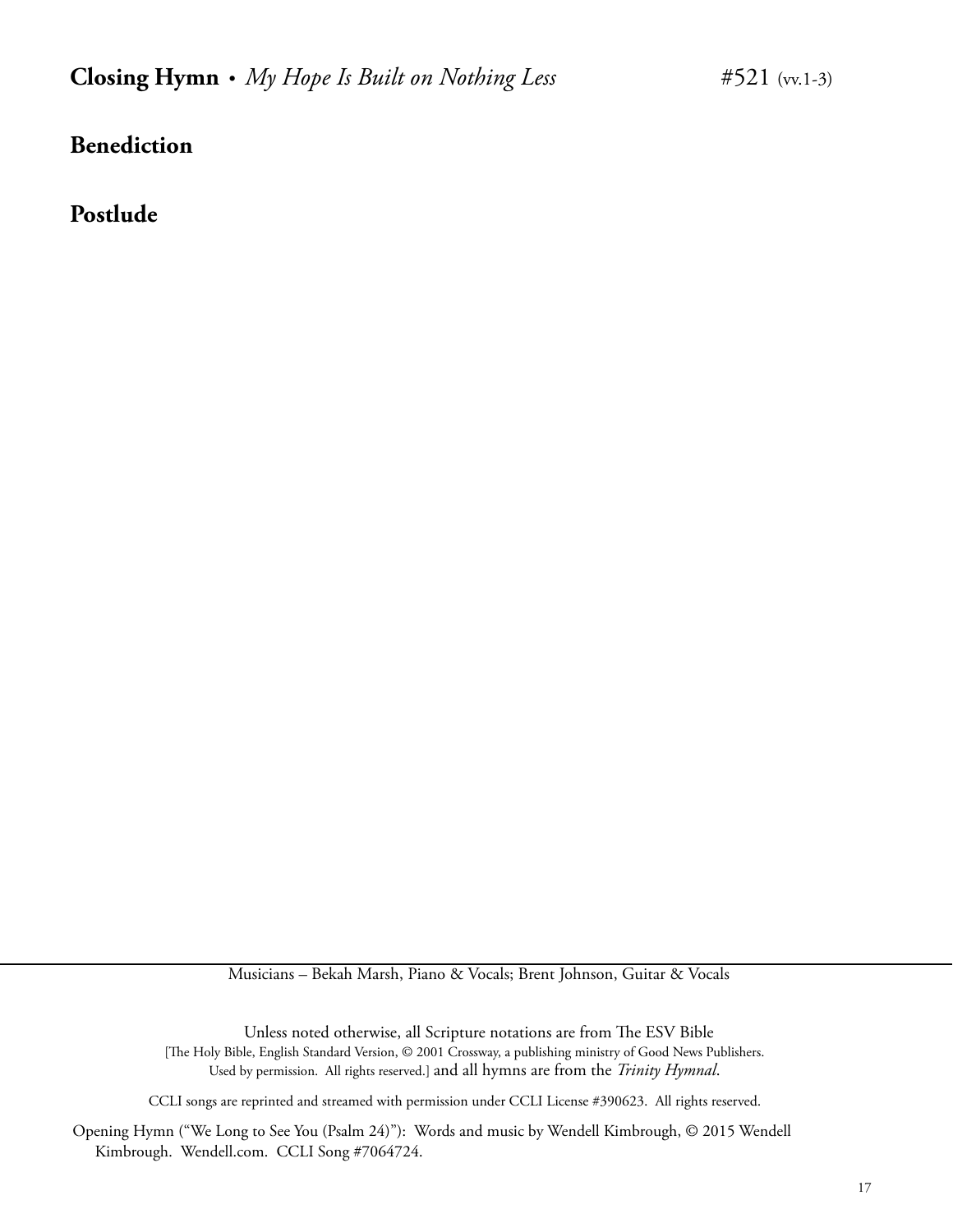**Closing Hymn** • *My Hope Is Built on Nothing Less* #521 (vv.1-3)

**Benediction**

**Postlude**

---

Musicians – Bekah Marsh, Piano & Vocals; Brent Johnson, Guitar & Vocals

Unless noted otherwise, all Scripture notations are from The ESV Bible
[The Holy Bible, English Standard Version, © 2001 Crossway, a publishing ministry of Good News Publishers.
Used by permission. All rights reserved.] and all hymns are from the *Trinity Hymnal*.

CCLI songs are reprinted and streamed with permission under CCLI License #390623. All rights reserved.

Opening Hymn ("We Long to See You (Psalm 24)"): Words and music by Wendell Kimbrough, © 2015 Wendell Kimbrough. Wendell.com. CCLI Song #7064724.